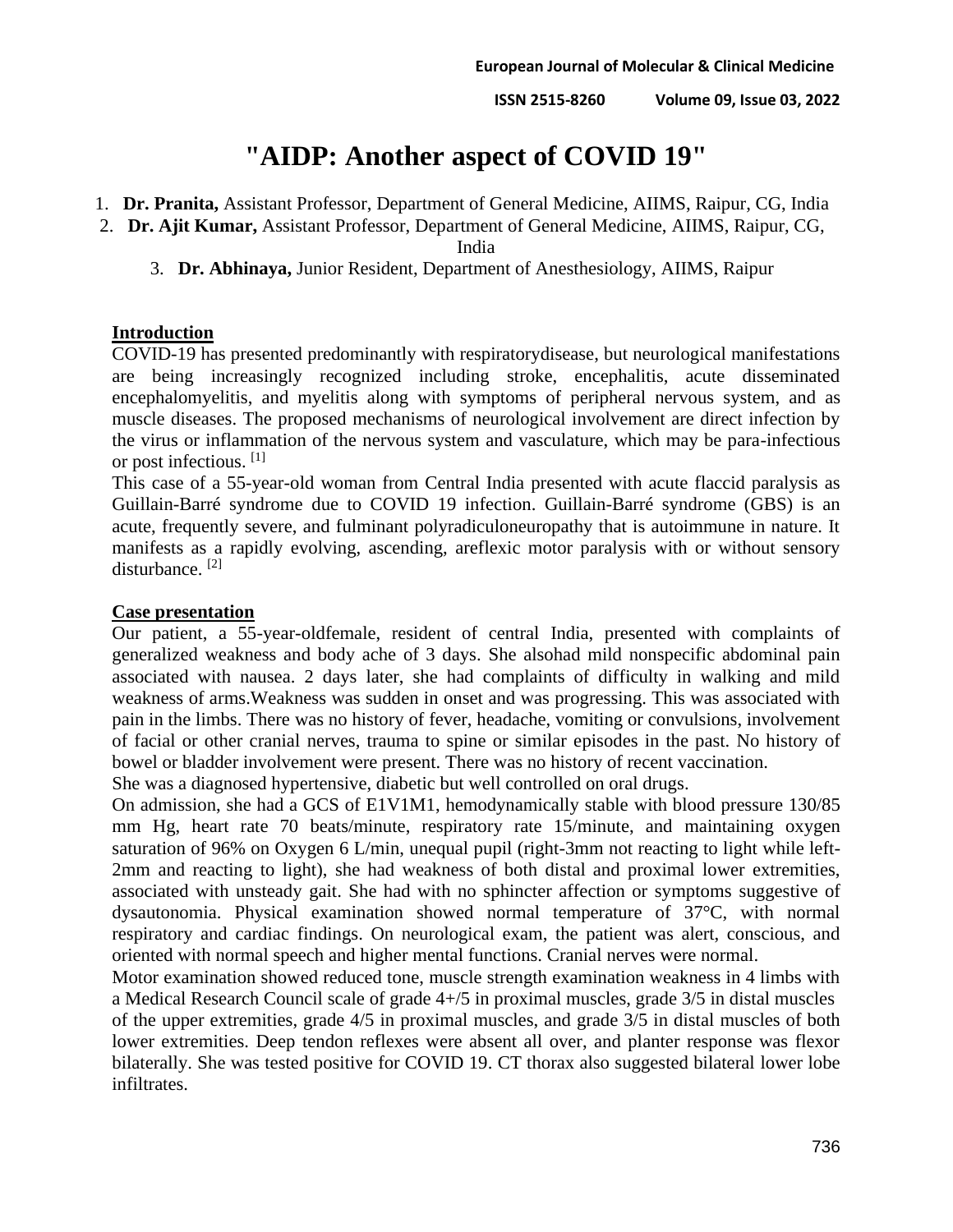# "AIDP: Another aspect of COVID 19"

1. **Dr. Pranita,** Assistant Professor, Department of General Medicine, AIIMS, Raipur, CG, India
2. **Dr. Ajit Kumar,** Assistant Professor, Department of General Medicine, AIIMS, Raipur, CG, India
3. **Dr. Abhinaya,** Junior Resident, Department of Anesthesiology, AIIMS, Raipur

## Introduction

COVID-19 has presented predominantly with respiratorydisease, but neurological manifestations are being increasingly recognized including stroke, encephalitis, acute disseminated encephalomyelitis, and myelitis along with symptoms of peripheral nervous system, and as muscle diseases. The proposed mechanisms of neurological involvement are direct infection by the virus or inflammation of the nervous system and vasculature, which may be para-infectious or post infectious. [1]

This case of a 55-year-old woman from Central India presented with acute flaccid paralysis as Guillain-Barré syndrome due to COVID 19 infection. Guillain-Barré syndrome (GBS) is an acute, frequently severe, and fulminant polyradiculoneuropathy that is autoimmune in nature. It manifests as a rapidly evolving, ascending, areflexic motor paralysis with or without sensory disturbance. [2]

## Case presentation

Our patient, a 55-year-oldfemale, resident of central India, presented with complaints of generalized weakness and body ache of 3 days. She alsohad mild nonspecific abdominal pain associated with nausea. 2 days later, she had complaints of difficulty in walking and mild weakness of arms.Weakness was sudden in onset and was progressing. This was associated with pain in the limbs. There was no history of fever, headache, vomiting or convulsions, involvement of facial or other cranial nerves, trauma to spine or similar episodes in the past. No history of bowel or bladder involvement were present. There was no history of recent vaccination.

She was a diagnosed hypertensive, diabetic but well controlled on oral drugs.

On admission, she had a GCS of E1V1M1, hemodynamically stable with blood pressure 130/85 mm Hg, heart rate 70 beats/minute, respiratory rate 15/minute, and maintaining oxygen saturation of 96% on Oxygen 6 L/min, unequal pupil (right-3mm not reacting to light while left-2mm and reacting to light), she had weakness of both distal and proximal lower extremities, associated with unsteady gait. She had with no sphincter affection or symptoms suggestive of dysautonomia. Physical examination showed normal temperature of 37°C, with normal respiratory and cardiac findings. On neurological exam, the patient was alert, conscious, and oriented with normal speech and higher mental functions. Cranial nerves were normal.

Motor examination showed reduced tone, muscle strength examination weakness in 4 limbs with a Medical Research Council scale of grade 4+/5 in proximal muscles, grade 3/5 in distal muscles of the upper extremities, grade 4/5 in proximal muscles, and grade 3/5 in distal muscles of both lower extremities. Deep tendon reflexes were absent all over, and planter response was flexor bilaterally. She was tested positive for COVID 19. CT thorax also suggested bilateral lower lobe infiltrates.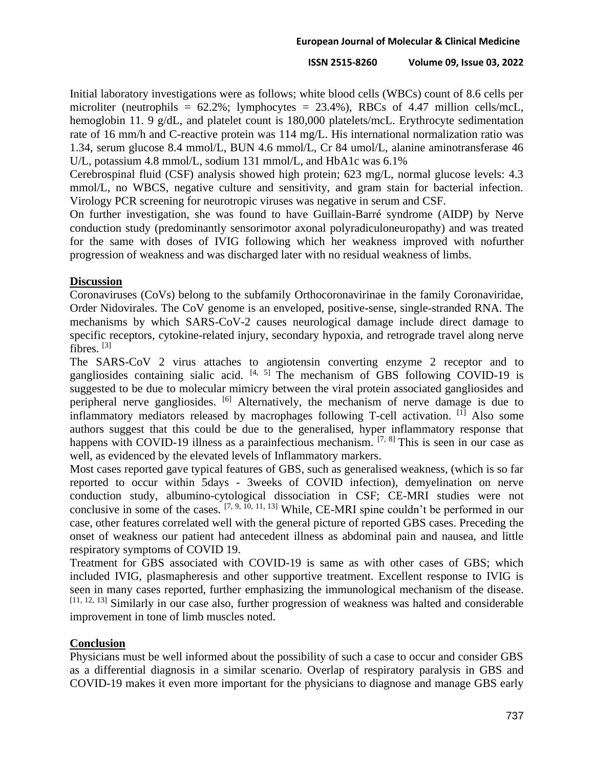Initial laboratory investigations were as follows; white blood cells (WBCs) count of 8.6 cells per microliter (neutrophils = 62.2%; lymphocytes = 23.4%), RBCs of 4.47 million cells/mcL, hemoglobin 11. 9 g/dL, and platelet count is 180,000 platelets/mcL. Erythrocyte sedimentation rate of 16 mm/h and C-reactive protein was 114 mg/L. His international normalization ratio was 1.34, serum glucose 8.4 mmol/L, BUN 4.6 mmol/L, Cr 84 umol/L, alanine aminotransferase 46 U/L, potassium 4.8 mmol/L, sodium 131 mmol/L, and HbA1c was 6.1%

Cerebrospinal fluid (CSF) analysis showed high protein; 623 mg/L, normal glucose levels: 4.3 mmol/L, no WBCS, negative culture and sensitivity, and gram stain for bacterial infection. Virology PCR screening for neurotropic viruses was negative in serum and CSF.

On further investigation, she was found to have Guillain-Barré syndrome (AIDP) by Nerve conduction study (predominantly sensorimotor axonal polyradiculoneuropathy) and was treated for the same with doses of IVIG following which her weakness improved with nofurther progression of weakness and was discharged later with no residual weakness of limbs.

## Discussion

Coronaviruses (CoVs) belong to the subfamily Orthocoronavirinae in the family Coronaviridae, Order Nidovirales. The CoV genome is an enveloped, positive-sense, single-stranded RNA. The mechanisms by which SARS-CoV-2 causes neurological damage include direct damage to specific receptors, cytokine-related injury, secondary hypoxia, and retrograde travel along nerve fibres. [3]

The SARS-CoV 2 virus attaches to angiotensin converting enzyme 2 receptor and to gangliosides containing sialic acid. [4, 5] The mechanism of GBS following COVID-19 is suggested to be due to molecular mimicry between the viral protein associated gangliosides and peripheral nerve gangliosides. [6] Alternatively, the mechanism of nerve damage is due to inflammatory mediators released by macrophages following T-cell activation. [1] Also some authors suggest that this could be due to the generalised, hyper inflammatory response that happens with COVID-19 illness as a parainfectious mechanism. [7, 8] This is seen in our case as well, as evidenced by the elevated levels of Inflammatory markers.

Most cases reported gave typical features of GBS, such as generalised weakness, (which is so far reported to occur within 5days - 3weeks of COVID infection), demyelination on nerve conduction study, albumino-cytological dissociation in CSF; CE-MRI studies were not conclusive in some of the cases. [7, 9, 10, 11, 13] While, CE-MRI spine couldn't be performed in our case, other features correlated well with the general picture of reported GBS cases. Preceding the onset of weakness our patient had antecedent illness as abdominal pain and nausea, and little respiratory symptoms of COVID 19.

Treatment for GBS associated with COVID-19 is same as with other cases of GBS; which included IVIG, plasmapheresis and other supportive treatment. Excellent response to IVIG is seen in many cases reported, further emphasizing the immunological mechanism of the disease. [11, 12, 13] Similarly in our case also, further progression of weakness was halted and considerable improvement in tone of limb muscles noted.

## Conclusion

Physicians must be well informed about the possibility of such a case to occur and consider GBS as a differential diagnosis in a similar scenario. Overlap of respiratory paralysis in GBS and COVID-19 makes it even more important for the physicians to diagnose and manage GBS early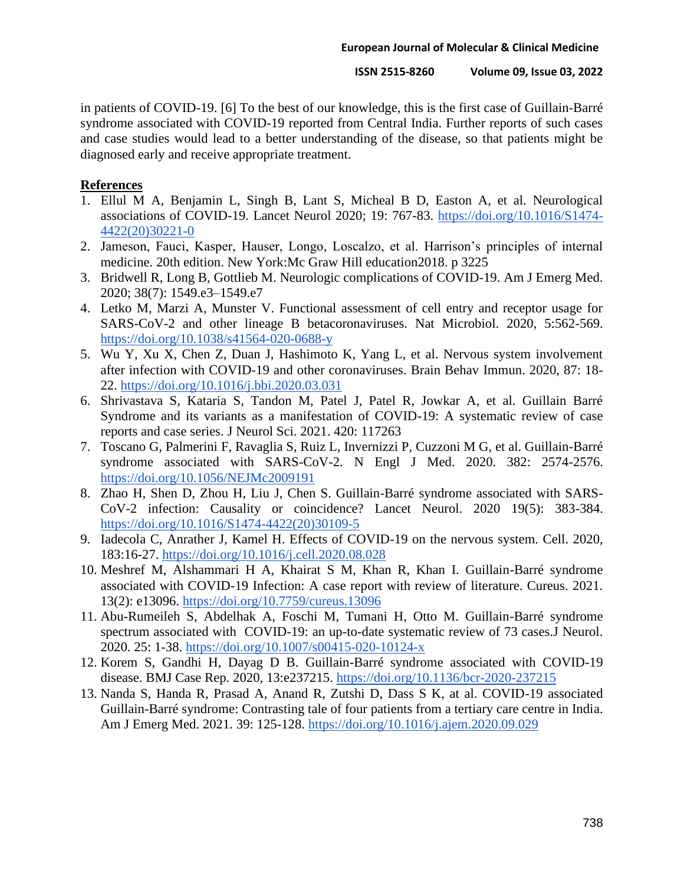in patients of COVID-19. [6] To the best of our knowledge, this is the first case of Guillain-Barré syndrome associated with COVID-19 reported from Central India. Further reports of such cases and case studies would lead to a better understanding of the disease, so that patients might be diagnosed early and receive appropriate treatment.

## References

1. Ellul M A, Benjamin L, Singh B, Lant S, Micheal B D, Easton A, et al. Neurological associations of COVID-19. Lancet Neurol 2020; 19: 767-83. https://doi.org/10.1016/S1474-4422(20)30221-0
2. Jameson, Fauci, Kasper, Hauser, Longo, Loscalzo, et al. Harrison's principles of internal medicine. 20th edition. New York:Mc Graw Hill education2018. p 3225
3. Bridwell R, Long B, Gottlieb M. Neurologic complications of COVID-19. Am J Emerg Med. 2020; 38(7): 1549.e3–1549.e7
4. Letko M, Marzi A, Munster V. Functional assessment of cell entry and receptor usage for SARS-CoV-2 and other lineage B betacoronaviruses. Nat Microbiol. 2020, 5:562-569. https://doi.org/10.1038/s41564-020-0688-y
5. Wu Y, Xu X, Chen Z, Duan J, Hashimoto K, Yang L, et al. Nervous system involvement after infection with COVID-19 and other coronaviruses. Brain Behav Immun. 2020, 87: 18-22. https://doi.org/10.1016/j.bbi.2020.03.031
6. Shrivastava S, Kataria S, Tandon M, Patel J, Patel R, Jowkar A, et al. Guillain Barré Syndrome and its variants as a manifestation of COVID-19: A systematic review of case reports and case series. J Neurol Sci. 2021. 420: 117263
7. Toscano G, Palmerini F, Ravaglia S, Ruiz L, Invernizzi P, Cuzzoni M G, et al. Guillain-Barré syndrome associated with SARS-CoV-2. N Engl J Med. 2020. 382: 2574-2576. https://doi.org/10.1056/NEJMc2009191
8. Zhao H, Shen D, Zhou H, Liu J, Chen S. Guillain-Barré syndrome associated with SARS-CoV-2 infection: Causality or coincidence? Lancet Neurol. 2020 19(5): 383-384. https://doi.org/10.1016/S1474-4422(20)30109-5
9. Iadecola C, Anrather J, Kamel H. Effects of COVID-19 on the nervous system. Cell. 2020, 183:16-27. https://doi.org/10.1016/j.cell.2020.08.028
10. Meshref M, Alshammari H A, Khairat S M, Khan R, Khan I. Guillain-Barré syndrome associated with COVID-19 Infection: A case report with review of literature. Cureus. 2021. 13(2): e13096. https://doi.org/10.7759/cureus.13096
11. Abu-Rumeileh S, Abdelhak A, Foschi M, Tumani H, Otto M. Guillain-Barré syndrome spectrum associated with COVID-19: an up-to-date systematic review of 73 cases.J Neurol. 2020. 25: 1-38. https://doi.org/10.1007/s00415-020-10124-x
12. Korem S, Gandhi H, Dayag D B. Guillain-Barré syndrome associated with COVID-19 disease. BMJ Case Rep. 2020, 13:e237215. https://doi.org/10.1136/bcr-2020-237215
13. Nanda S, Handa R, Prasad A, Anand R, Zutshi D, Dass S K, at al. COVID-19 associated Guillain-Barré syndrome: Contrasting tale of four patients from a tertiary care centre in India. Am J Emerg Med. 2021. 39: 125-128. https://doi.org/10.1016/j.ajem.2020.09.029